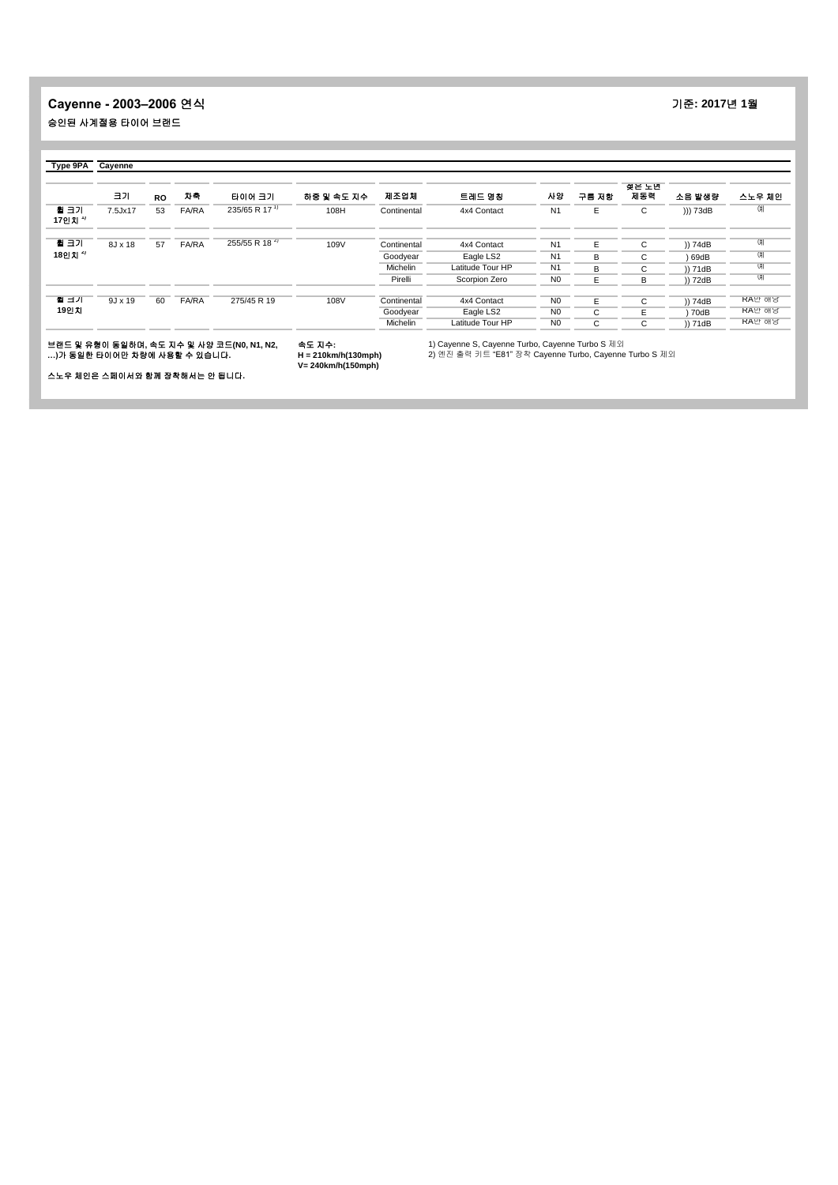**Cayenne - 2003–2006 연식**

**기준: 2017년 1월**

**승인된 사계절용 타이어 브랜드**

| **Type 9PA** | **Cayenne** | | | | | | | | | | | |
|---|---|---|---|---|---|---|---|---|---|---|---|---|
| | **크기** | **RO** | **차축** | **타이어 크기** | **하중 및 속도 지수** | **제조업체** | **트레드 명칭** | **사양** | **구름 저항** | **젖은 노면 제동력** | **소음 발생량** | **스노우 체인** |
| **휠 크기 17인치** [4] | 7.5Jx17 | 53 | FA/RA | 235/65 R 17 [1] | 108H | Continental | 4x4 Contact | N1 | E | C | ))) 73dB | 예 |
| **휠 크기 18인치** [4] | 8J x 18 | 57 | FA/RA | 255/55 R 18 [2] | 109V | Continental | 4x4 Contact | N1 | E | C | )) 74dB | 예 |
| | | | | | | Goodyear | Eagle LS2 | N1 | B | C | ) 69dB | 예 |
| | | | | | | Michelin | Latitude Tour HP | N1 | B | C | )) 71dB | 예 |
| | | | | | | Pirelli | Scorpion Zero | N0 | E | B | )) 72dB | 예 |
| **휠 크기 19인치** | 9J x 19 | 60 | FA/RA | 275/45 R 19 | 108V | Continental | 4x4 Contact | N0 | E | C | )) 74dB | RA만 해당 |
| | | | | | | Goodyear | Eagle LS2 | N0 | C | E | ) 70dB | RA만 해당 |
| | | | | | | Michelin | Latitude Tour HP | N0 | C | C | )) 71dB | RA만 해당 |

**브랜드 및 유형이 동일하며, 속도 지수 및 사양 코드(N0, N1, N2, …)가 동일한 타이어만 차량에 사용할 수 있습니다.**

**스노우 체인은 스페이서와 함께 장착해서는 안 됩니다.**

**속도 지수:**
**H = 210km/h(130mph)**
**V= 240km/h(150mph)**

1) Cayenne S, Cayenne Turbo, Cayenne Turbo S 제외
2) 엔진 출력 키트 "E81" 장착 Cayenne Turbo, Cayenne Turbo S 제외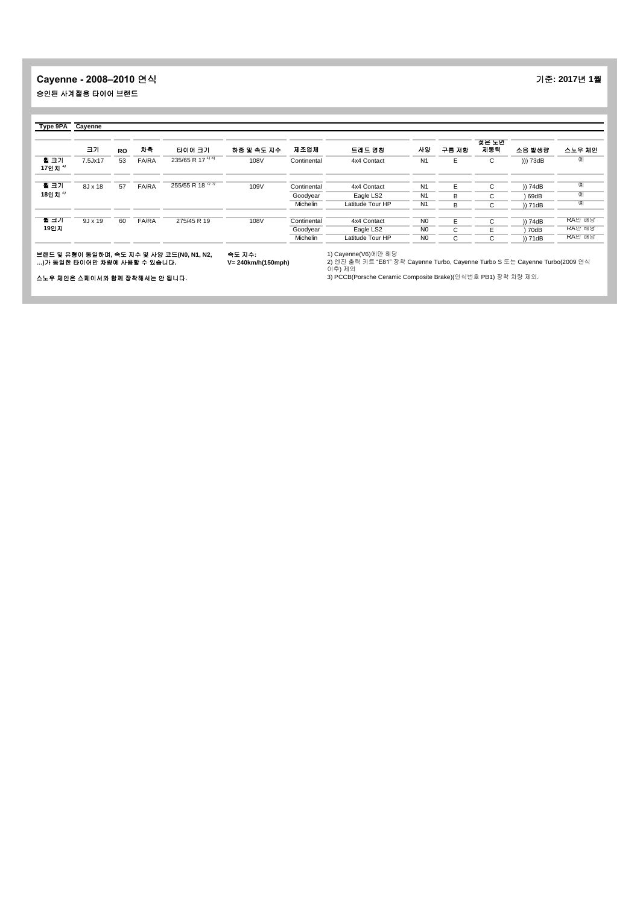## Cayenne - 2008–2010 연식

기준: 2017년 1월

승인된 사계절용 타이어 브랜드

| Type 9PA | Cayenne | | | | | | | | | | | |
|---|---|---|---|---|---|---|---|---|---|---|---|---|
| | 크기 | RO | 차축 | 타이어 크기 | 하중 및 속도 지수 | 제조업체 | 트레드 명칭 | 사양 | 구름 저항 | 젖은 노면 제동력 | 소음 발생량 | 스노우 체인 |
| 휠 크기 17인치 [4] | 7.5Jx17 | 53 | FA/RA | 235/65 R 17 [1) 3)] | 108V | Continental | 4x4 Contact | N1 | E | C | ))) 73dB | 예 |
| 휠 크기 18인치 [4] | 8J x 18 | 57 | FA/RA | 255/55 R 18 [2) 3)] | 109V | Continental | 4x4 Contact | N1 | E | C | )) 74dB | 예 |
| | | | | | | Goodyear | Eagle LS2 | N1 | B | C | ) 69dB | 예 |
| | | | | | | Michelin | Latitude Tour HP | N1 | B | C | )) 71dB | 예 |
| 휠 크기 19인치 | 9J x 19 | 60 | FA/RA | 275/45 R 19 | 108V | Continental | 4x4 Contact | N0 | E | C | )) 74dB | RA만 해당 |
| | | | | | | Goodyear | Eagle LS2 | N0 | C | E | ) 70dB | RA만 해당 |
| | | | | | | Michelin | Latitude Tour HP | N0 | C | C | )) 71dB | RA만 해당 |

**브랜드 및 유형이 동일하며, 속도 지수 및 사양 코드(N0, N1, N2, …)가 동일한 타이어만 차량에 사용할 수 있습니다.**

**스노우 체인은 스페이서와 함께 장착해서는 안 됩니다.**

**속도 지수:**
**V= 240km/h(150mph)**

1) Cayenne(V6)에만 해당
2) 엔진 출력 키트 "E81" 장착 Cayenne Turbo, Cayenne Turbo S 또는 Cayenne Turbo(2009 연식 이후) 제외
3) PCCB(Porsche Ceramic Composite Brake)(인식번호 PB1) 장착 차량 제외.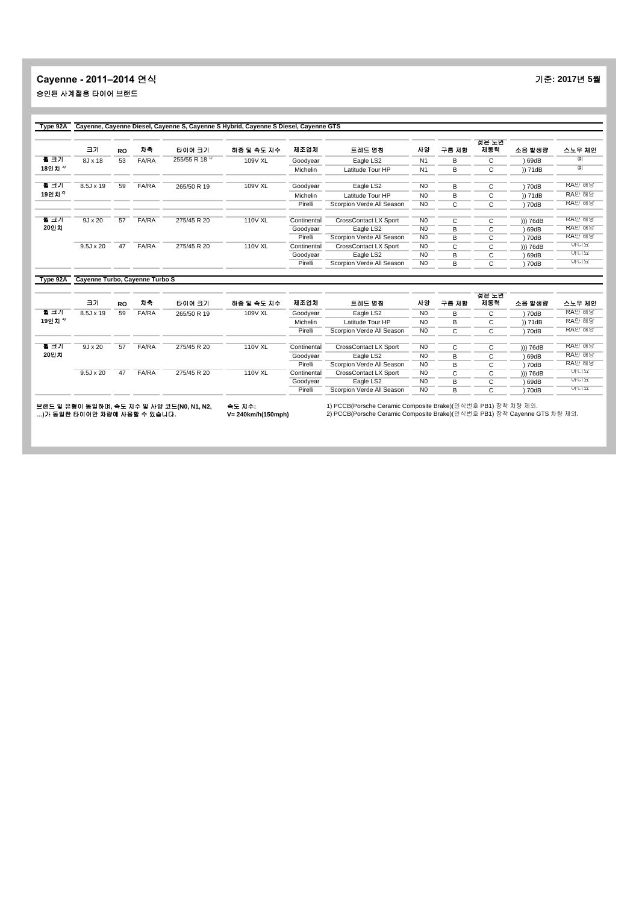**Cayenne - 2011–2014 연식**

**기준: 2017년 5월**

승인된 사계절용 타이어 브랜드

**Type 92A** Cayenne, Cayenne Diesel, Cayenne S, Cayenne S Hybrid, Cayenne S Diesel, Cayenne GTS

| | 크기 | RO | 차축 | 타이어 크기 | 하중 및 속도 지수 | 제조업체 | 트레드 명칭 | 사양 | 구름 저항 | 젖은 노면 제동력 | 소음 발생량 | 스노우 체인 |
|---|---|---|---|---|---|---|---|---|---|---|---|---|
| 휠 크기 18인치 [1] | 8J x 18 | 53 | FA/RA | 255/55 R 18 [1] | 109V XL | Goodyear | Eagle LS2 | N1 | B | C | ) 69dB | 예 |
| | | | | | | Michelin | Latitude Tour HP | N1 | B | C | )) 71dB | 예 |
| 휠 크기 19인치 [2] | 8.5J x 19 | 59 | FA/RA | 265/50 R 19 | 109V XL | Goodyear | Eagle LS2 | N0 | B | C | ) 70dB | RA만 해당 |
| | | | | | | Michelin | Latitude Tour HP | N0 | B | C | )) 71dB | RA만 해당 |
| | | | | | | Pirelli | Scorpion Verde All Season | N0 | C | C | ) 70dB | RA만 해당 |
| 휠 크기 20인치 | 9J x 20 | 57 | FA/RA | 275/45 R 20 | 110V XL | Continental | CrossContact LX Sport | N0 | C | C | ))) 76dB | RA만 해당 |
| | | | | | | Goodyear | Eagle LS2 | N0 | B | C | ) 69dB | RA만 해당 |
| | | | | | | Pirelli | Scorpion Verde All Season | N0 | B | C | ) 70dB | RA만 해당 |
| | 9.5J x 20 | 47 | FA/RA | 275/45 R 20 | 110V XL | Continental | CrossContact LX Sport | N0 | C | C | ))) 76dB | 아니요 |
| | | | | | | Goodyear | Eagle LS2 | N0 | B | C | ) 69dB | 아니요 |
| | | | | | | Pirelli | Scorpion Verde All Season | N0 | B | C | ) 70dB | 아니요 |

**Type 92A** Cayenne Turbo, Cayenne Turbo S

| | 크기 | RO | 차축 | 타이어 크기 | 하중 및 속도 지수 | 제조업체 | 트레드 명칭 | 사양 | 구름 저항 | 젖은 노면 제동력 | 소음 발생량 | 스노우 체인 |
|---|---|---|---|---|---|---|---|---|---|---|---|---|
| 휠 크기 19인치 [1] | 8.5J x 19 | 59 | FA/RA | 265/50 R 19 | 109V XL | Goodyear | Eagle LS2 | N0 | B | C | ) 70dB | RA만 해당 |
| | | | | | | Michelin | Latitude Tour HP | N0 | B | C | )) 71dB | RA만 해당 |
| | | | | | | Pirelli | Scorpion Verde All Season | N0 | C | C | ) 70dB | RA만 해당 |
| 휠 크기 20인치 | 9J x 20 | 57 | FA/RA | 275/45 R 20 | 110V XL | Continental | CrossContact LX Sport | N0 | C | C | ))) 76dB | RA만 해당 |
| | | | | | | Goodyear | Eagle LS2 | N0 | B | C | ) 69dB | RA만 해당 |
| | | | | | | Pirelli | Scorpion Verde All Season | N0 | B | C | ) 70dB | RA만 해당 |
| | 9.5J x 20 | 47 | FA/RA | 275/45 R 20 | 110V XL | Continental | CrossContact LX Sport | N0 | C | C | ))) 76dB | 아니요 |
| | | | | | | Goodyear | Eagle LS2 | N0 | B | C | ) 69dB | 아니요 |
| | | | | | | Pirelli | Scorpion Verde All Season | N0 | B | C | ) 70dB | 아니요 |

**브랜드 및 유형이 동일하며, 속도 지수 및 사양 코드(N0, N1, N2, …)가 동일한 타이어만 차량에 사용할 수 있습니다.**

**속도 지수:**
**V= 240km/h(150mph)**

1) PCCB(Porsche Ceramic Composite Brake)(인식번호 PB1) 장착 차량 제외.
2) PCCB(Porsche Ceramic Composite Brake)(인식번호 PB1) 장착 Cayenne GTS 차량 제외.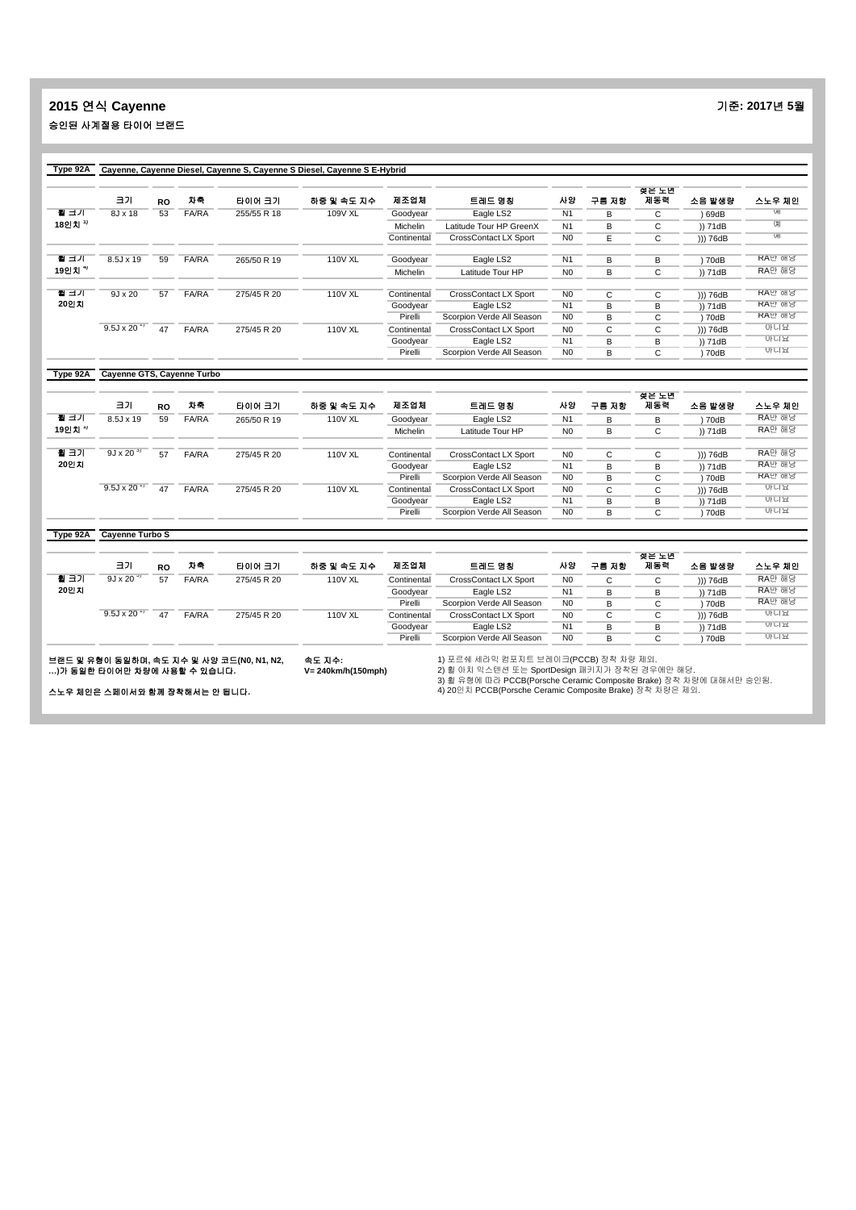## 2015 연식 Cayenne

**기준: 2017년 5월**

승인된 사계절용 타이어 브랜드

**Type 92A** Cayenne, Cayenne Diesel, Cayenne S, Cayenne S Diesel, Cayenne S E-Hybrid

| | 크기 | RO | 차축 | 타이어 크기 | 하중 및 속도 지수 | 제조업체 | 트레드 명칭 | 사양 | 구름 저항 | 젖은 노면 제동력 | 소음 발생량 | 스노우 체인 |
|---|---|---|---|---|---|---|---|---|---|---|---|---|
| 휠 크기 18인치 [3] | 8J x 18 | 53 | FA/RA | 255/55 R 18 | 109V XL | Goodyear | Eagle LS2 | N1 | B | C | ) 69dB | 예 |
| | | | | | | Michelin | Latitude Tour HP GreenX | N1 | B | C | )) 71dB | 예 |
| | | | | | | Continental | CrossContact LX Sport | N0 | E | C | ))) 76dB | 예 |
| 휠 크기 19인치 [4] | 8.5J x 19 | 59 | FA/RA | 265/50 R 19 | 110V XL | Goodyear | Eagle LS2 | N1 | B | B | ) 70dB | RA만 해당 |
| | | | | | | Michelin | Latitude Tour HP | N0 | B | C | )) 71dB | RA만 해당 |
| 휠 크기 20인치 | 9J x 20 | 57 | FA/RA | 275/45 R 20 | 110V XL | Continental | CrossContact LX Sport | N0 | C | C | ))) 76dB | RA만 해당 |
| | | | | | | Goodyear | Eagle LS2 | N1 | B | B | )) 71dB | RA만 해당 |
| | | | | | | Pirelli | Scorpion Verde All Season | N0 | B | C | ) 70dB | RA만 해당 |
| | 9.5J x 20 [2] | 47 | FA/RA | 275/45 R 20 | 110V XL | Continental | CrossContact LX Sport | N0 | C | C | ))) 76dB | 아니요 |
| | | | | | | Goodyear | Eagle LS2 | N1 | B | B | )) 71dB | 아니요 |
| | | | | | | Pirelli | Scorpion Verde All Season | N0 | B | C | ) 70dB | 아니요 |

**Type 92A** Cayenne GTS, Cayenne Turbo

| | 크기 | RO | 차축 | 타이어 크기 | 하중 및 속도 지수 | 제조업체 | 트레드 명칭 | 사양 | 구름 저항 | 젖은 노면 제동력 | 소음 발생량 | 스노우 체인 |
|---|---|---|---|---|---|---|---|---|---|---|---|---|
| 휠 크기 19인치 [4] | 8.5J x 19 | 59 | FA/RA | 265/50 R 19 | 110V XL | Goodyear | Eagle LS2 | N1 | B | B | ) 70dB | RA만 해당 |
| | | | | | | Michelin | Latitude Tour HP | N0 | B | C | )) 71dB | RA만 해당 |
| 휠 크기 20인치 | 9J x 20 [3] | 57 | FA/RA | 275/45 R 20 | 110V XL | Continental | CrossContact LX Sport | N0 | C | C | ))) 76dB | RA만 해당 |
| | | | | | | Goodyear | Eagle LS2 | N1 | B | B | )) 71dB | RA만 해당 |
| | | | | | | Pirelli | Scorpion Verde All Season | N0 | B | C | ) 70dB | RA만 해당 |
| | 9.5J x 20 [2] | 47 | FA/RA | 275/45 R 20 | 110V XL | Continental | CrossContact LX Sport | N0 | C | C | ))) 76dB | 아니요 |
| | | | | | | Goodyear | Eagle LS2 | N1 | B | B | )) 71dB | 아니요 |
| | | | | | | Pirelli | Scorpion Verde All Season | N0 | B | C | ) 70dB | 아니요 |

**Type 92A** Cayenne Turbo S

| | 크기 | RO | 차축 | 타이어 크기 | 하중 및 속도 지수 | 제조업체 | 트레드 명칭 | 사양 | 구름 저항 | 젖은 노면 제동력 | 소음 발생량 | 스노우 체인 |
|---|---|---|---|---|---|---|---|---|---|---|---|---|
| 휠 크기 20인치 | 9J x 20 [3] | 57 | FA/RA | 275/45 R 20 | 110V XL | Continental | CrossContact LX Sport | N0 | C | C | ))) 76dB | RA만 해당 |
| | | | | | | Goodyear | Eagle LS2 | N1 | B | B | )) 71dB | RA만 해당 |
| | | | | | | Pirelli | Scorpion Verde All Season | N0 | B | C | ) 70dB | RA만 해당 |
| | 9.5J x 20 [2] | 47 | FA/RA | 275/45 R 20 | 110V XL | Continental | CrossContact LX Sport | N0 | C | C | ))) 76dB | 아니요 |
| | | | | | | Goodyear | Eagle LS2 | N1 | B | B | )) 71dB | 아니요 |
| | | | | | | Pirelli | Scorpion Verde All Season | N0 | B | C | ) 70dB | 아니요 |

**브랜드 및 유형이 동일하며, 속도 지수 및 사양 코드(N0, N1, N2, …)가 동일한 타이어만 차량에 사용할 수 있습니다.**

**스노우 체인은 스페이서와 함께 장착해서는 안 됩니다.**

**속도 지수:**
**V= 240km/h(150mph)**

1) 포르쉐 세라믹 컴포지트 브레이크(PCCB) 장착 차량 제외.
2) 휠 아치 익스텐션 또는 SportDesign 패키지가 장착된 경우에만 해당.
3) 휠 유형에 따라 PCCB(Porsche Ceramic Composite Brake) 장착 차량에 대해서만 승인됨.
4) 20인치 PCCB(Porsche Ceramic Composite Brake) 장착 차량은 제외.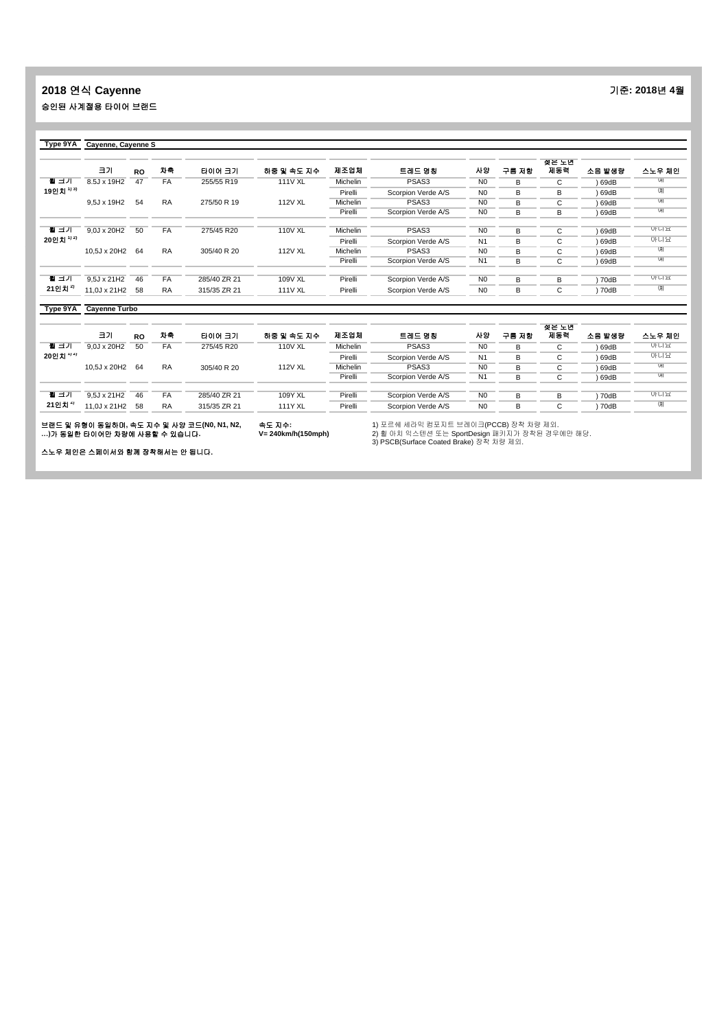## 2018 연식 Cayenne

**기준: 2018년 4월**

승인된 사계절용 타이어 브랜드

**Type 9YA Cayenne, Cayenne S**

| | 크기 | RO | 차축 | 타이어 크기 | 하중 및 속도 지수 | 제조업체 | 트레드 명칭 | 사양 | 구름 저항 | 젖은 노면 제동력 | 소음 발생량 | 스노우 체인 |
|---|---|---|---|---|---|---|---|---|---|---|---|---|
| 휠 크기 19인치 [1) 3)] | 8.5J x 19H2 | 47 | FA | 255/55 R19 | 111V XL | Michelin | PSAS3 | N0 | B | C | ) 69dB | 예 |
| | | | | | | Pirelli | Scorpion Verde A/S | N0 | B | B | ) 69dB | 예 |
| | 9,5J x 19H2 | 54 | RA | 275/50 R 19 | 112V XL | Michelin | PSAS3 | N0 | B | C | ) 69dB | 예 |
| | | | | | | Pirelli | Scorpion Verde A/S | N0 | B | B | ) 69dB | 예 |
| 휠 크기 20인치 [1) 2)] | 9,0J x 20H2 | 50 | FA | 275/45 R20 | 110V XL | Michelin | PSAS3 | N0 | B | C | ) 69dB | 아니요 |
| | | | | | | Pirelli | Scorpion Verde A/S | N1 | B | C | ) 69dB | 아니요 |
| | 10,5J x 20H2 | 64 | RA | 305/40 R 20 | 112V XL | Michelin | PSAS3 | N0 | B | C | ) 69dB | 예 |
| | | | | | | Pirelli | Scorpion Verde A/S | N1 | B | C | ) 69dB | 예 |
| 휠 크기 21인치 [2)] | 9,5J x 21H2 | 46 | FA | 285/40 ZR 21 | 109V XL | Pirelli | Scorpion Verde A/S | N0 | B | B | ) 70dB | 아니요 |
| | 11,0J x 21H2 | 58 | RA | 315/35 ZR 21 | 111V XL | Pirelli | Scorpion Verde A/S | N0 | B | C | ) 70dB | 예 |

**Type 9YA Cayenne Turbo**

| | 크기 | RO | 차축 | 타이어 크기 | 하중 및 속도 지수 | 제조업체 | 트레드 명칭 | 사양 | 구름 저항 | 젖은 노면 제동력 | 소음 발생량 | 스노우 체인 |
|---|---|---|---|---|---|---|---|---|---|---|---|---|
| 휠 크기 20인치 [1) 2)] | 9,0J x 20H2 | 50 | FA | 275/45 R20 | 110V XL | Michelin | PSAS3 | N0 | B | C | ) 69dB | 아니요 |
| | | | | | | Pirelli | Scorpion Verde A/S | N1 | B | C | ) 69dB | 아니요 |
| | 10,5J x 20H2 | 64 | RA | 305/40 R 20 | 112V XL | Michelin | PSAS3 | N0 | B | C | ) 69dB | 예 |
| | | | | | | Pirelli | Scorpion Verde A/S | N1 | B | C | ) 69dB | 예 |
| 휠 크기 21인치 [2)] | 9,5J x 21H2 | 46 | FA | 285/40 ZR 21 | 109Y XL | Pirelli | Scorpion Verde A/S | N0 | B | B | ) 70dB | 아니요 |
| | 11,0J x 21H2 | 58 | RA | 315/35 ZR 21 | 111Y XL | Pirelli | Scorpion Verde A/S | N0 | B | C | ) 70dB | 예 |

**브랜드 및 유형이 동일하며, 속도 지수 및 사양 코드(N0, N1, N2, ...)가 동일한 타이어만 차량에 사용할 수 있습니다.**

**속도 지수:**
**V= 240km/h(150mph)**

1) 포르쉐 세라믹 컴포지트 브레이크(PCCB) 장착 차량 제외.
2) 휠 아치 익스텐션 또는 SportDesign 패키지가 장착된 경우에만 해당.
3) PSCB(Surface Coated Brake) 장착 차량 제외.

**스노우 체인은 스페이서와 함께 장착해서는 안 됩니다.**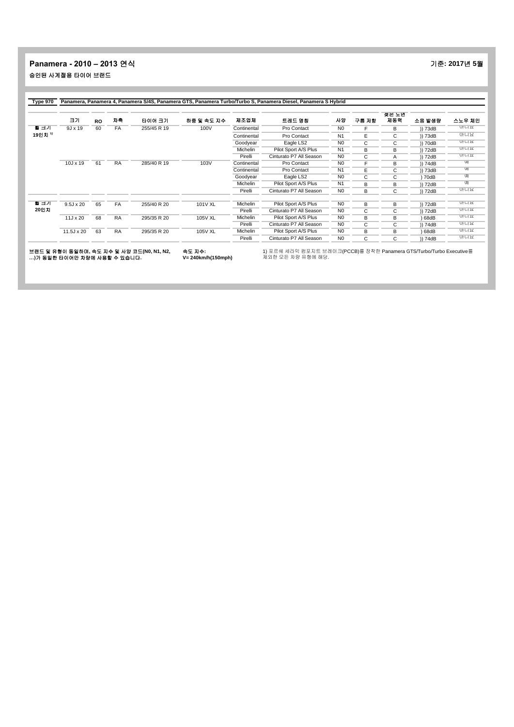## Panamera - 2010 – 2013 연식

**기준: 2017년 5월**

승인된 사계절용 타이어 브랜드

**Type 970** **Panamera, Panamera 4, Panamera S/4S, Panamera GTS, Panamera Turbo/Turbo S, Panamera Diesel, Panamera S Hybrid**

| | 크기 | RO | 차축 | 타이어 크기 | 하중 및 속도 지수 | 제조업체 | 트레드 명칭 | 사양 | 구름 저항 | 젖은 노면 제동력 | 소음 발생량 | 스노우 체인 |
|---|---|---|---|---|---|---|---|---|---|---|---|---|
| **휠 크기 19인치** [1] | 9J x 19 | 60 | FA | 255/45 R 19 | 100V | Continental | Pro Contact | N0 | F | B | )) 73dB | 아니요 |
| | | | | | | Continental | Pro Contact | N1 | E | C | )) 73dB | 아니요 |
| | | | | | | Goodyear | Eagle LS2 | N0 | C | C | )) 70dB | 아니요 |
| | | | | | | Michelin | Pilot Sport A/S Plus | N1 | B | B | )) 72dB | 아니요 |
| | | | | | | Pirelli | Cinturato P7 All Season | N0 | C | A | )) 72dB | 아니요 |
| | 10J x 19 | 61 | RA | 285/40 R 19 | 103V | Continental | Pro Contact | N0 | F | B | )) 74dB | 예 |
| | | | | | | Continental | Pro Contact | N1 | E | C | )) 73dB | 예 |
| | | | | | | Goodyear | Eagle LS2 | N0 | C | C | ) 70dB | 예 |
| | | | | | | Michelin | Pilot Sport A/S Plus | N1 | B | B | )) 72dB | 예 |
| | | | | | | Pirelli | Cinturato P7 All Season | N0 | B | C | )) 72dB | 아니요 |
| **휠 크기 20인치** | 9.5J x 20 | 65 | FA | 255/40 R 20 | 101V XL | Michelin | Pilot Sport A/S Plus | N0 | B | B | )) 72dB | 아니요 |
| | | | | | | Pirelli | Cinturato P7 All Season | N0 | C | C | )) 72dB | 아니요 |
| | 11J x 20 | 68 | RA | 295/35 R 20 | 105V XL | Michelin | Pilot Sport A/S Plus | N0 | B | B | ) 68dB | 아니요 |
| | | | | | | Pirelli | Cinturato P7 All Season | N0 | C | C | )) 74dB | 아니요 |
| | 11.5J x 20 | 63 | RA | 295/35 R 20 | 105V XL | Michelin | Pilot Sport A/S Plus | N0 | B | B | ) 68dB | 아니요 |
| | | | | | | Pirelli | Cinturato P7 All Season | N0 | C | C | )) 74dB | 아니요 |

**브랜드 및 유형이 동일하며, 속도 지수 및 사양 코드(N0, N1, N2, …)가 동일한 타이어만 차량에 사용할 수 있습니다.**

**속도 지수:**
**V= 240km/h(150mph)**

1) 포르쉐 세라믹 컴포지트 브레이크(PCCB)를 장착한 Panamera GTS/Turbo/Turbo Executive를 제외한 모든 차량 유형에 해당.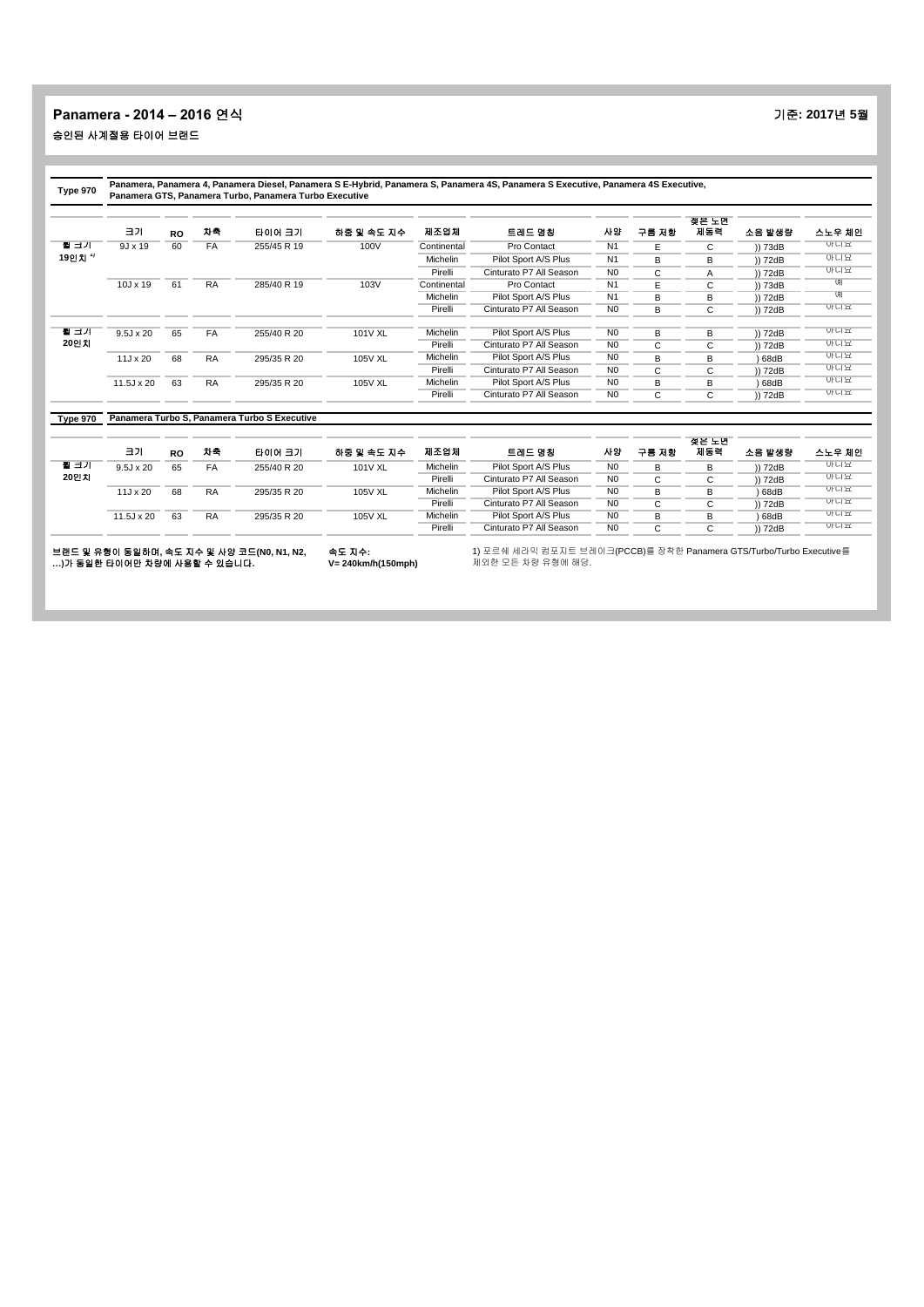# Panamera - 2014 – 2016 연식

**기준: 2017년 5월**

## 승인된 사계절용 타이어 브랜드

**Type 970** — Panamera, Panamera 4, Panamera Diesel, Panamera S E-Hybrid, Panamera S, Panamera 4S, Panamera S Executive, Panamera 4S Executive, Panamera GTS, Panamera Turbo, Panamera Turbo Executive

| | 크기 | RO | 차축 | 타이어 크기 | 하중 및 속도 지수 | 제조업체 | 트레드 명칭 | 사양 | 구름 저항 | 젖은 노면 제동력 | 소음 발생량 | 스노우 체인 |
|---|---|---|---|---|---|---|---|---|---|---|---|---|
| 휠 크기 19인치 [1] | 9J x 19 | 60 | FA | 255/45 R 19 | 100V | Continental | Pro Contact | N1 | E | C | )) 73dB | 아니요 |
| | | | | | | Michelin | Pilot Sport A/S Plus | N1 | B | B | )) 72dB | 아니요 |
| | | | | | | Pirelli | Cinturato P7 All Season | N0 | C | A | )) 72dB | 아니요 |
| | 10J x 19 | 61 | RA | 285/40 R 19 | 103V | Continental | Pro Contact | N1 | E | C | )) 73dB | 예 |
| | | | | | | Michelin | Pilot Sport A/S Plus | N1 | B | B | )) 72dB | 예 |
| | | | | | | Pirelli | Cinturato P7 All Season | N0 | B | C | )) 72dB | 아니요 |
| 휠 크기 20인치 | 9.5J x 20 | 65 | FA | 255/40 R 20 | 101V XL | Michelin | Pilot Sport A/S Plus | N0 | B | B | )) 72dB | 아니요 |
| | | | | | | Pirelli | Cinturato P7 All Season | N0 | C | C | )) 72dB | 아니요 |
| | 11J x 20 | 68 | RA | 295/35 R 20 | 105V XL | Michelin | Pilot Sport A/S Plus | N0 | B | B | ) 68dB | 아니요 |
| | | | | | | Pirelli | Cinturato P7 All Season | N0 | C | C | )) 72dB | 아니요 |
| | 11.5J x 20 | 63 | RA | 295/35 R 20 | 105V XL | Michelin | Pilot Sport A/S Plus | N0 | B | B | ) 68dB | 아니요 |
| | | | | | | Pirelli | Cinturato P7 All Season | N0 | C | C | )) 72dB | 아니요 |

**Type 970** — Panamera Turbo S, Panamera Turbo S Executive

| | 크기 | RO | 차축 | 타이어 크기 | 하중 및 속도 지수 | 제조업체 | 트레드 명칭 | 사양 | 구름 저항 | 젖은 노면 제동력 | 소음 발생량 | 스노우 체인 |
|---|---|---|---|---|---|---|---|---|---|---|---|---|
| 휠 크기 20인치 | 9.5J x 20 | 65 | FA | 255/40 R 20 | 101V XL | Michelin | Pilot Sport A/S Plus | N0 | B | B | )) 72dB | 아니요 |
| | | | | | | Pirelli | Cinturato P7 All Season | N0 | C | C | )) 72dB | 아니요 |
| | 11J x 20 | 68 | RA | 295/35 R 20 | 105V XL | Michelin | Pilot Sport A/S Plus | N0 | B | B | ) 68dB | 아니요 |
| | | | | | | Pirelli | Cinturato P7 All Season | N0 | C | C | )) 72dB | 아니요 |
| | 11.5J x 20 | 63 | RA | 295/35 R 20 | 105V XL | Michelin | Pilot Sport A/S Plus | N0 | B | B | ) 68dB | 아니요 |
| | | | | | | Pirelli | Cinturato P7 All Season | N0 | C | C | )) 72dB | 아니요 |

**브랜드 및 유형이 동일하며, 속도 지수 및 사양 코드(N0, N1, N2, …)가 동일한 타이어만 차량에 사용할 수 있습니다.**

**속도 지수:**
**V= 240km/h(150mph)**

1) 포르쉐 세라믹 컴포지트 브레이크(PCCB)를 장착한 Panamera GTS/Turbo/Turbo Executive를 제외한 모든 차량 유형에 해당.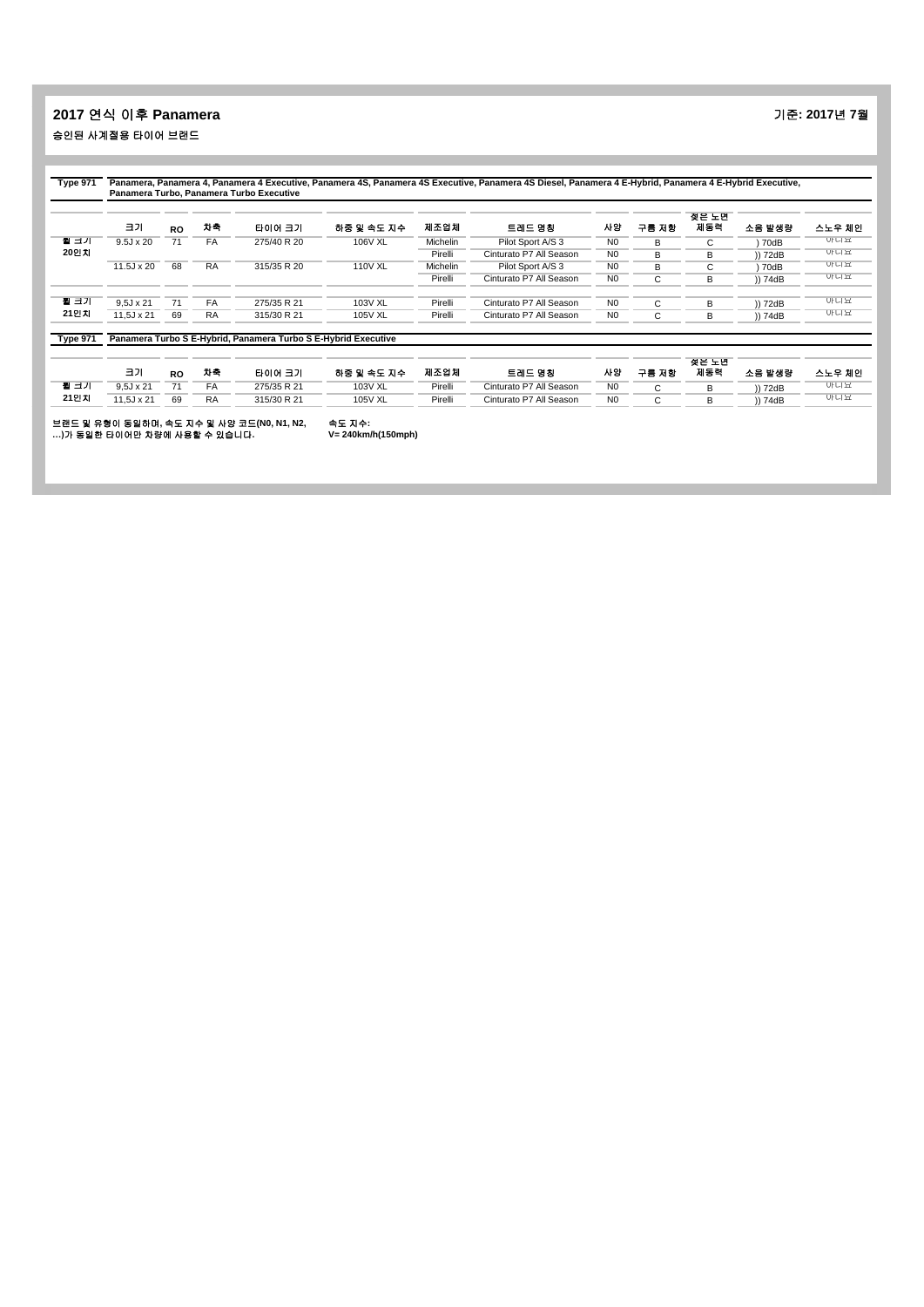## 2017 연식 이후 Panamera

기준: 2017년 7월

승인된 사계절용 타이어 브랜드

**Type 971** Panamera, Panamera 4, Panamera 4 Executive, Panamera 4S, Panamera 4S Executive, Panamera 4S Diesel, Panamera 4 E-Hybrid, Panamera 4 E-Hybrid Executive, Panamera Turbo, Panamera Turbo Executive

| | 크기 | RO | 차축 | 타이어 크기 | 하중 및 속도 지수 | 제조업체 | 트레드 명칭 | 사양 | 구름 저항 | 젖은 노면 제동력 | 소음 발생량 | 스노우 체인 |
|---|---|---|---|---|---|---|---|---|---|---|---|---|
| 휠 크기 20인치 | 9.5J x 20 | 71 | FA | 275/40 R 20 | 106V XL | Michelin | Pilot Sport A/S 3 | N0 | B | C | ) 70dB | 아니요 |
| | | | | | | Pirelli | Cinturato P7 All Season | N0 | B | B | )) 72dB | 아니요 |
| | 11.5J x 20 | 68 | RA | 315/35 R 20 | 110V XL | Michelin | Pilot Sport A/S 3 | N0 | B | C | ) 70dB | 아니요 |
| | | | | | | Pirelli | Cinturato P7 All Season | N0 | C | B | )) 74dB | 아니요 |
| 휠 크기 21인치 | 9,5J x 21 | 71 | FA | 275/35 R 21 | 103V XL | Pirelli | Cinturato P7 All Season | N0 | C | B | )) 72dB | 아니요 |
| | 11,5J x 21 | 69 | RA | 315/30 R 21 | 105V XL | Pirelli | Cinturato P7 All Season | N0 | C | B | )) 74dB | 아니요 |

**Type 971** Panamera Turbo S E-Hybrid, Panamera Turbo S E-Hybrid Executive

| | 크기 | RO | 차축 | 타이어 크기 | 하중 및 속도 지수 | 제조업체 | 트레드 명칭 | 사양 | 구름 저항 | 젖은 노면 제동력 | 소음 발생량 | 스노우 체인 |
|---|---|---|---|---|---|---|---|---|---|---|---|---|
| 휠 크기 21인치 | 9,5J x 21 | 71 | FA | 275/35 R 21 | 103V XL | Pirelli | Cinturato P7 All Season | N0 | C | B | )) 72dB | 아니요 |
| | 11,5J x 21 | 69 | RA | 315/30 R 21 | 105V XL | Pirelli | Cinturato P7 All Season | N0 | C | B | )) 74dB | 아니요 |

브랜드 및 유형이 동일하며, 속도 지수 및 사양 코드(N0, N1, N2, ...)가 동일한 타이어만 차량에 사용할 수 있습니다.

속도 지수:
V= 240km/h(150mph)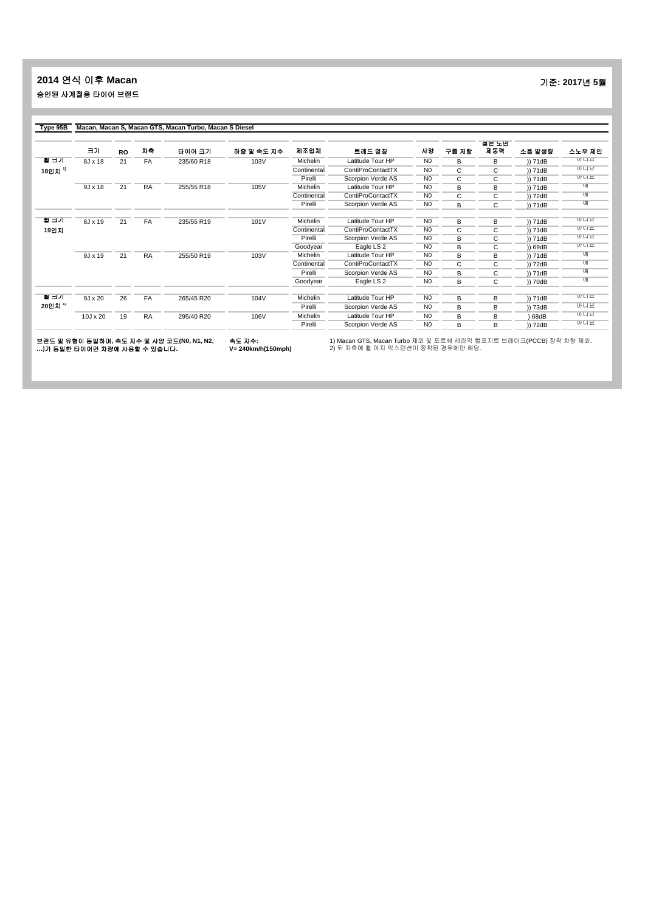## 2014 연식 이후 Macan

기준: 2017년 5월

### 승인된 사계절용 타이어 브랜드

**Type 95B** **Macan, Macan S, Macan GTS, Macan Turbo, Macan S Diesel**

| | 크기 | RO | 차축 | 타이어 크기 | 하중 및 속도 지수 | 제조업체 | 트레드 명칭 | 사양 | 구름 저항 | 젖은 노면 제동력 | 소음 발생량 | 스노우 체인 |
|---|---|---|---|---|---|---|---|---|---|---|---|---|
| 휠 크기 18인치 [1] | 8J x 18 | 21 | FA | 235/60 R18 | 103V | Michelin | Latitude Tour HP | N0 | B | B | )) 71dB | 아니요 |
| | | | | | | Continental | ContiProContactTX | N0 | C | C | )) 71dB | 아니요 |
| | | | | | | Pirelli | Scorpion Verde AS | N0 | C | C | )) 71dB | 아니요 |
| | 9J x 18 | 21 | RA | 255/55 R18 | 105V | Michelin | Latitude Tour HP | N0 | B | B | )) 71dB | 예 |
| | | | | | | Continental | ContiProContactTX | N0 | C | C | )) 72dB | 예 |
| | | | | | | Pirelli | Scorpion Verde AS | N0 | B | C | )) 71dB | 예 |
| 휠 크기 19인치 | 8J x 19 | 21 | FA | 235/55 R19 | 101V | Michelin | Latitude Tour HP | N0 | B | B | )) 71dB | 아니요 |
| | | | | | | Continental | ContiProContactTX | N0 | C | C | )) 71dB | 아니요 |
| | | | | | | Pirelli | Scorpion Verde AS | N0 | B | C | )) 71dB | 아니요 |
| | | | | | | Goodyear | Eagle LS 2 | N0 | B | C | )) 69dB | 아니요 |
| | 9J x 19 | 21 | RA | 255/50 R19 | 103V | Michelin | Latitude Tour HP | N0 | B | B | )) 71dB | 예 |
| | | | | | | Continental | ContiProContactTX | N0 | C | C | )) 72dB | 예 |
| | | | | | | Pirelli | Scorpion Verde AS | N0 | B | C | )) 71dB | 예 |
| | | | | | | Goodyear | Eagle LS 2 | N0 | B | C | )) 70dB | 예 |
| 휠 크기 20인치 [2] | 9J x 20 | 26 | FA | 265/45 R20 | 104V | Michelin | Latitude Tour HP | N0 | B | B | )) 71dB | 아니요 |
| | | | | | | Pirelli | Scorpion Verde AS | N0 | B | B | )) 73dB | 아니요 |
| | 10J x 20 | 19 | RA | 295/40 R20 | 106V | Michelin | Latitude Tour HP | N0 | B | B | ) 68dB | 아니요 |
| | | | | | | Pirelli | Scorpion Verde AS | N0 | B | B | )) 72dB | 아니요 |

**브랜드 및 유형이 동일하며, 속도 지수 및 사양 코드(N0, N1, N2, ...)가 동일한 타이어만 차량에 사용할 수 있습니다.**

**속도 지수:**
**V= 240km/h(150mph)**

1) Macan GTS, Macan Turbo 제외 및 포르쉐 세라믹 컴포지트 브레이크(PCCB) 장착 차량 제외.
2) 뒤 차축에 휠 아치 익스텐션이 장착된 경우에만 해당.